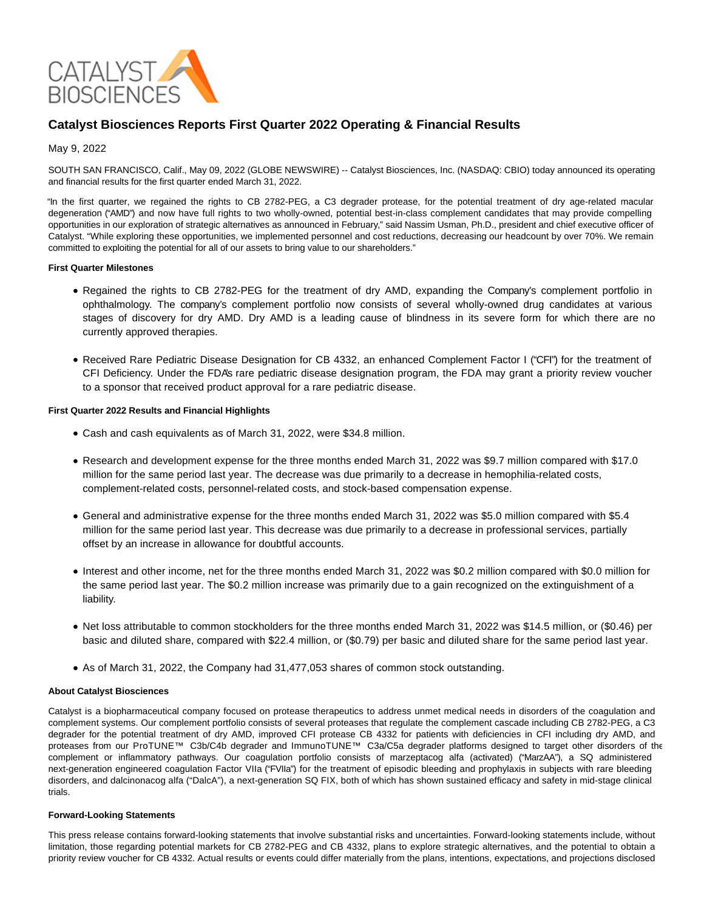# Catalyst Biosciences Reports First Quarter 2022 Operating & Financial Results

May 9, 2022

SOUTH SAN FRANCISCO, Calif., May 09, 2022 (GLOBE NEWSWIRE) -- Catalyst Biosciences, Inc. (NASDAQ: CBIO) today announced its operating and financial results for the first quarter ended March 31, 2022.

"In the first quarter, we regained the rights to CB 2782-PEG, a C3 degrader protease, for the potential treatment of dry age-related macular degeneration ("AMD") and now have full rights to two wholly-owned, potential best-in-class complement candidates that may provide compelling opportunities in our exploration of strategic alternatives as announced in February," said Nassim Usman, Ph.D., president and chief executive officer of Catalyst. "While exploring these opportunities, we implemented personnel and cost reductions, decreasing our headcount by over 70%. We remain committed to exploiting the potential for all of our assets to bring value to our shareholders."

**First Quarter Milestones**

- Regained the rights to CB 2782-PEG for the treatment of dry AMD, expanding the Company's complement portfolio in ophthalmology. The company's complement portfolio now consists of several wholly-owned drug candidates at various stages of discovery for dry AMD. Dry AMD is a leading cause of blindness in its severe form for which there are no currently approved therapies.
- Received Rare Pediatric Disease Designation for CB 4332, an enhanced Complement Factor I ("CFI") for the treatment of CFI Deficiency. Under the FDA's rare pediatric disease designation program, the FDA may grant a priority review voucher to a sponsor that received product approval for a rare pediatric disease.

**First Quarter 2022 Results and Financial Highlights**

- Cash and cash equivalents as of March 31, 2022, were $34.8 million.
- Research and development expense for the three months ended March 31, 2022 was $9.7 million compared with $17.0 million for the same period last year. The decrease was due primarily to a decrease in hemophilia-related costs, complement-related costs, personnel-related costs, and stock-based compensation expense.
- General and administrative expense for the three months ended March 31, 2022 was $5.0 million compared with $5.4 million for the same period last year. This decrease was due primarily to a decrease in professional services, partially offset by an increase in allowance for doubtful accounts.
- Interest and other income, net for the three months ended March 31, 2022 was $0.2 million compared with $0.0 million for the same period last year. The $0.2 million increase was primarily due to a gain recognized on the extinguishment of a liability.
- Net loss attributable to common stockholders for the three months ended March 31, 2022 was $14.5 million, or ($0.46) per basic and diluted share, compared with $22.4 million, or ($0.79) per basic and diluted share for the same period last year.
- As of March 31, 2022, the Company had 31,477,053 shares of common stock outstanding.

**About Catalyst Biosciences**

Catalyst is a biopharmaceutical company focused on protease therapeutics to address unmet medical needs in disorders of the coagulation and complement systems. Our complement portfolio consists of several proteases that regulate the complement cascade including CB 2782-PEG, a C3 degrader for the potential treatment of dry AMD, improved CFI protease CB 4332 for patients with deficiencies in CFI including dry AMD, and proteases from our ProTUNE™ C3b/C4b degrader and ImmunoTUNE™ C3a/C5a degrader platforms designed to target other disorders of the complement or inflammatory pathways. Our coagulation portfolio consists of marzeptacog alfa (activated) ("MarzAA"), a SQ administered next-generation engineered coagulation Factor VIIa ("FVIIa") for the treatment of episodic bleeding and prophylaxis in subjects with rare bleeding disorders, and dalcinonacog alfa ("DalcA"), a next-generation SQ FIX, both of which has shown sustained efficacy and safety in mid-stage clinical trials.

**Forward-Looking Statements**

This press release contains forward-looking statements that involve substantial risks and uncertainties. Forward-looking statements include, without limitation, those regarding potential markets for CB 2782-PEG and CB 4332, plans to explore strategic alternatives, and the potential to obtain a priority review voucher for CB 4332. Actual results or events could differ materially from the plans, intentions, expectations, and projections disclosed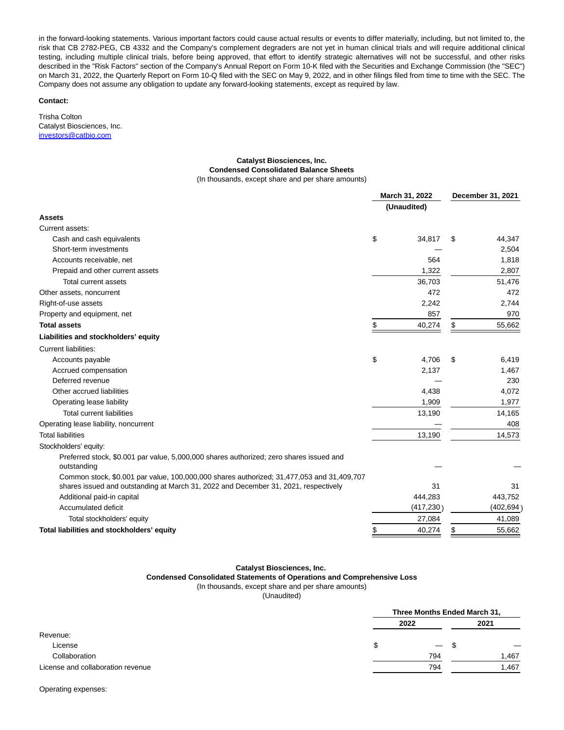in the forward-looking statements. Various important factors could cause actual results or events to differ materially, including, but not limited to, the risk that CB 2782-PEG, CB 4332 and the Company's complement degraders are not yet in human clinical trials and will require additional clinical testing, including multiple clinical trials, before being approved, that effort to identify strategic alternatives will not be successful, and other risks described in the "Risk Factors" section of the Company's Annual Report on Form 10-K filed with the Securities and Exchange Commission (the "SEC") on March 31, 2022, the Quarterly Report on Form 10-Q filed with the SEC on May 9, 2022, and in other filings filed from time to time with the SEC. The Company does not assume any obligation to update any forward-looking statements, except as required by law.

**Contact:**

Trisha Colton
Catalyst Biosciences, Inc.
investors@catbio.com

**Catalyst Biosciences, Inc.**
**Condensed Consolidated Balance Sheets**
(In thousands, except share and per share amounts)

| | March 31, 2022 (Unaudited) | December 31, 2021 |
|---|---|---|
| **Assets** | | |
| Current assets: | | |
| Cash and cash equivalents | $ 34,817 | $ 44,347 |
| Short-term investments | — | 2,504 |
| Accounts receivable, net | 564 | 1,818 |
| Prepaid and other current assets | 1,322 | 2,807 |
| Total current assets | 36,703 | 51,476 |
| Other assets, noncurrent | 472 | 472 |
| Right-of-use assets | 2,242 | 2,744 |
| Property and equipment, net | 857 | 970 |
| **Total assets** | $ 40,274 | $ 55,662 |
| **Liabilities and stockholders' equity** | | |
| Current liabilities: | | |
| Accounts payable | $ 4,706 | $ 6,419 |
| Accrued compensation | 2,137 | 1,467 |
| Deferred revenue | — | 230 |
| Other accrued liabilities | 4,438 | 4,072 |
| Operating lease liability | 1,909 | 1,977 |
| Total current liabilities | 13,190 | 14,165 |
| Operating lease liability, noncurrent | — | 408 |
| Total liabilities | 13,190 | 14,573 |
| Stockholders' equity: | | |
| Preferred stock, $0.001 par value, 5,000,000 shares authorized; zero shares issued and outstanding | — | — |
| Common stock, $0.001 par value, 100,000,000 shares authorized; 31,477,053 and 31,409,707 shares issued and outstanding at March 31, 2022 and December 31, 2021, respectively | 31 | 31 |
| Additional paid-in capital | 444,283 | 443,752 |
| Accumulated deficit | (417,230) | (402,694) |
| Total stockholders' equity | 27,084 | 41,089 |
| **Total liabilities and stockholders' equity** | $ 40,274 | $ 55,662 |

**Catalyst Biosciences, Inc.**
**Condensed Consolidated Statements of Operations and Comprehensive Loss**
(In thousands, except share and per share amounts)
(Unaudited)

| | Three Months Ended March 31, 2022 | Three Months Ended March 31, 2021 |
|---|---|---|
| Revenue: | | |
| License | $ — | $ — |
| Collaboration | 794 | 1,467 |
| License and collaboration revenue | 794 | 1,467 |
| Operating expenses: | | |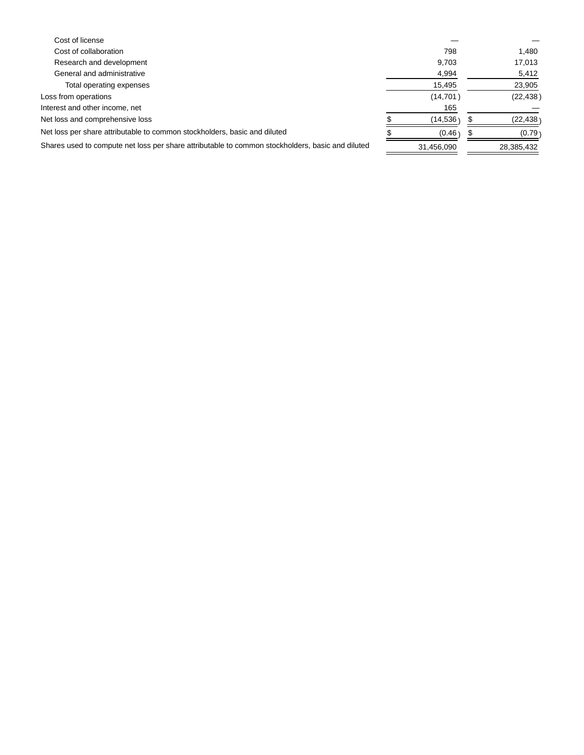| | | |
|---|---|---|
| Cost of license | — | — |
| Cost of collaboration | 798 | 1,480 |
| Research and development | 9,703 | 17,013 |
| General and administrative | 4,994 | 5,412 |
| Total operating expenses | 15,495 | 23,905 |
| Loss from operations | (14,701) | (22,438) |
| Interest and other income, net | 165 | — |
| Net loss and comprehensive loss | $ (14,536) | $ (22,438) |
| Net loss per share attributable to common stockholders, basic and diluted | $ (0.46) | $ (0.79) |
| Shares used to compute net loss per share attributable to common stockholders, basic and diluted | 31,456,090 | 28,385,432 |